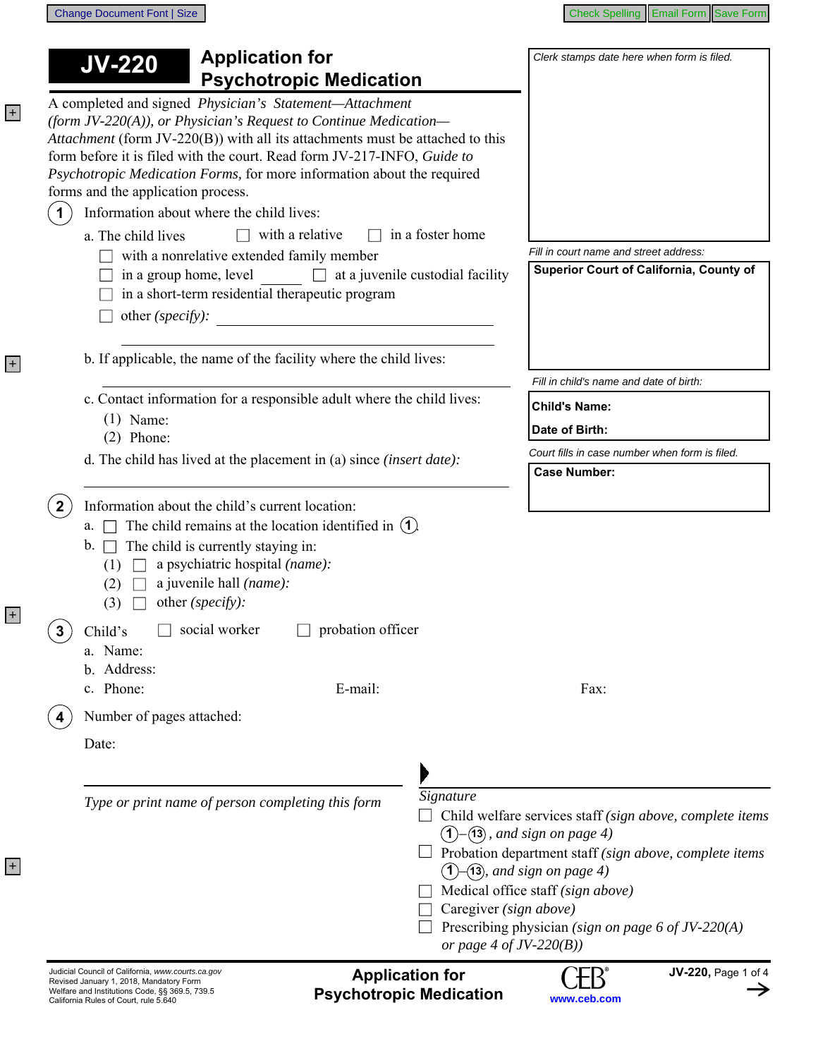# JV-220 Application for Psychotropic Medication

A completed and signed *Physician's Statement—Attachment (form JV-220(A)), or Physician's Request to Continue Medication—Attachment* (form JV-220(B)) with all its attachments must be attached to this form before it is filed with the court. Read form JV-217-INFO, *Guide to Psychotropic Medication Forms,* for more information about the required forms and the application process.

*Clerk stamps date here when form is filed.*

*Fill in court name and street address:*

**Superior Court of California, County of**

*Fill in child's name and date of birth:*

**Child's Name:**

**Date of Birth:**

*Court fills in case number when form is filed.*

**Case Number:**

**1** Information about where the child lives:

a. The child lives ☐ with a relative ☐ in a foster home
☐ with a nonrelative extended family member
☐ in a group home, level ______ ☐ at a juvenile custodial facility
☐ in a short-term residential therapeutic program
☐ other *(specify):* ______________________

b. If applicable, the name of the facility where the child lives:

c. Contact information for a responsible adult where the child lives:
(1) Name:
(2) Phone:

d. The child has lived at the placement in (a) since *(insert date):*

**2** Information about the child's current location:

a. ☐ The child remains at the location identified in (1).
b. ☐ The child is currently staying in:
(1) ☐ a psychiatric hospital *(name):*
(2) ☐ a juvenile hall *(name):*
(3) ☐ other *(specify):*

**3** Child's ☐ social worker ☐ probation officer

a. Name:
b. Address:
c. Phone: E-mail: Fax:

**4** Number of pages attached:

Date:

______________________________
*Type or print name of person completing this form*

______________________________
*Signature*

☐ Child welfare services staff *(sign above, complete items (1)–(13), and sign on page 4)*
☐ Probation department staff *(sign above, complete items (1)–(13), and sign on page 4)*
☐ Medical office staff *(sign above)*
☐ Caregiver *(sign above)*
☐ Prescribing physician *(sign on page 6 of JV-220(A) or page 4 of JV-220(B))*

Judicial Council of California, *www.courts.ca.gov*
Revised January 1, 2018, Mandatory Form
Welfare and Institutions Code, §§ 369.5, 739.5
California Rules of Court, rule 5.640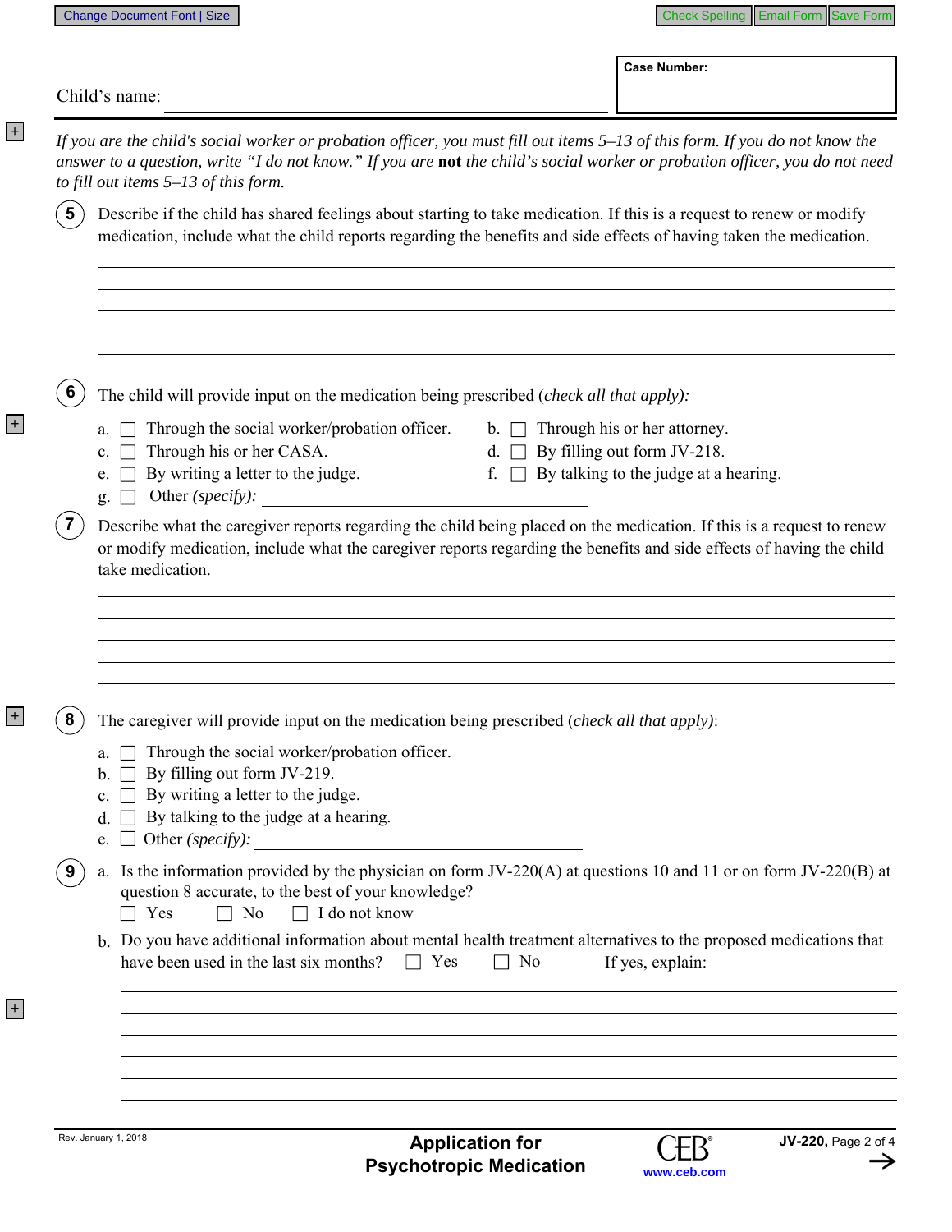Child's name: ______________________________

**Case Number:**

*If you are the child's social worker or probation officer, you must fill out items 5–13 of this form. If you do not know the answer to a question, write "I do not know." If you are* **not** *the child's social worker or probation officer, you do not need to fill out items 5–13 of this form.*

**5** Describe if the child has shared feelings about starting to take medication. If this is a request to renew or modify medication, include what the child reports regarding the benefits and side effects of having taken the medication.

______________________________

______________________________

______________________________

______________________________

______________________________

**6** The child will provide input on the medication being prescribed (*check all that apply):*

a. ☐ Through the social worker/probation officer.

b. ☐ Through his or her attorney.

c. ☐ Through his or her CASA.

d. ☐ By filling out form JV-218.

e. ☐ By writing a letter to the judge.

f. ☐ By talking to the judge at a hearing.

g. ☐ Other *(specify):* ______________________________

**7** Describe what the caregiver reports regarding the child being placed on the medication. If this is a request to renew or modify medication, include what the caregiver reports regarding the benefits and side effects of having the child take medication.

______________________________

______________________________

______________________________

______________________________

______________________________

**8** The caregiver will provide input on the medication being prescribed (*check all that apply)*:

a. ☐ Through the social worker/probation officer.

b. ☐ By filling out form JV-219.

c. ☐ By writing a letter to the judge.

d. ☐ By talking to the judge at a hearing.

e. ☐ Other *(specify):* ______________________________

**9** a. Is the information provided by the physician on form JV-220(A) at questions 10 and 11 or on form JV-220(B) at question 8 accurate, to the best of your knowledge?

☐ Yes ☐ No ☐ I do not know

b. Do you have additional information about mental health treatment alternatives to the proposed medications that have been used in the last six months? ☐ Yes ☐ No If yes, explain:

______________________________

______________________________

______________________________

______________________________

______________________________

______________________________

Rev. January 1, 2018

**Application for Psychotropic Medication**

**JV-220,** Page 2 of 4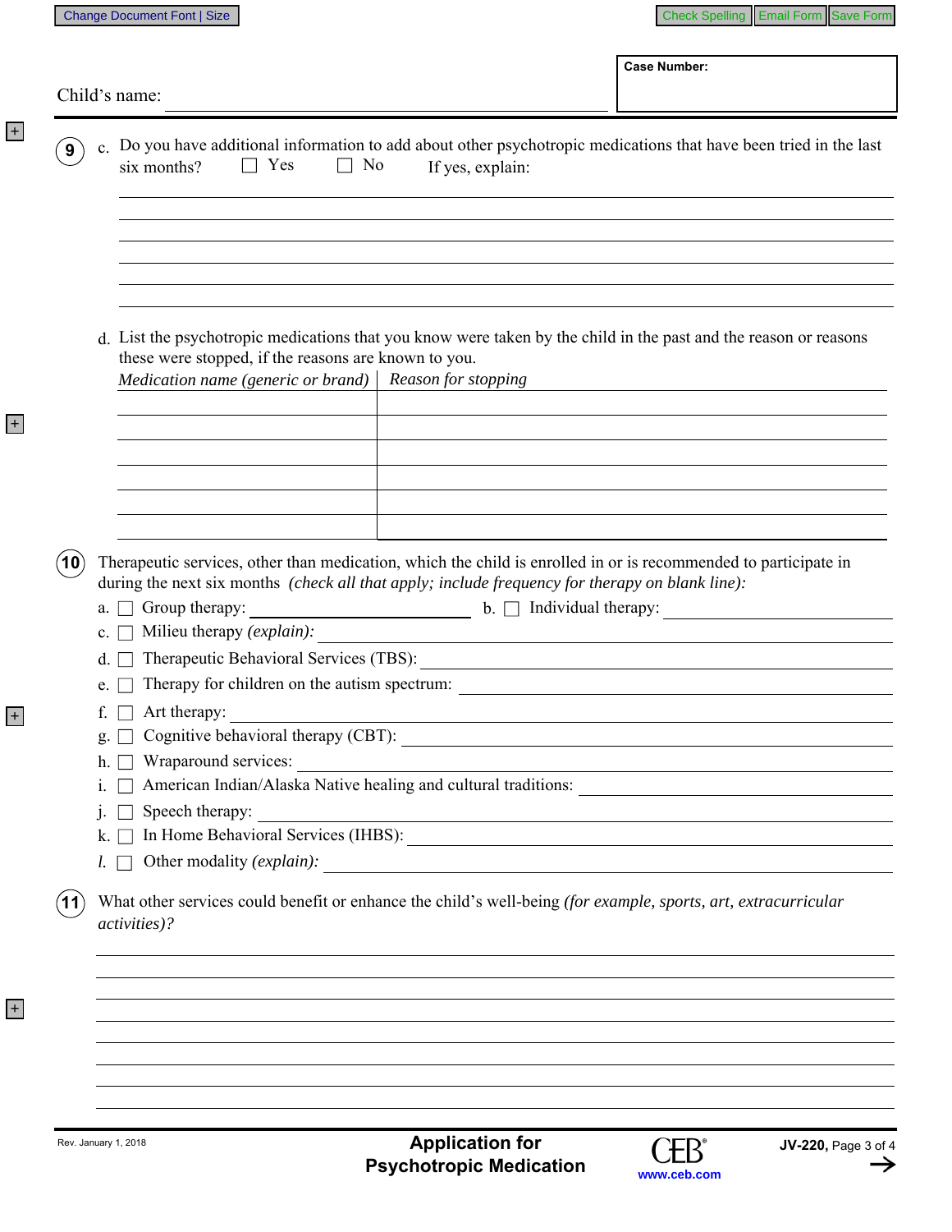Child's name: ______________________________

**Case Number:**

**9** c. Do you have additional information to add about other psychotropic medications that have been tried in the last six months? ☐ Yes ☐ No If yes, explain:

______________________________________________________________________________

______________________________________________________________________________

______________________________________________________________________________

______________________________________________________________________________

______________________________________________________________________________

______________________________________________________________________________

d. List the psychotropic medications that you know were taken by the child in the past and the reason or reasons these were stopped, if the reasons are known to you.

| *Medication name (generic or brand)* | *Reason for stopping* |
|---|---|
| | |
| | |
| | |
| | |
| | |
| | |

**10** Therapeutic services, other than medication, which the child is enrolled in or is recommended to participate in during the next six months *(check all that apply; include frequency for therapy on blank line):*

a. ☐ Group therapy: ______________ b. ☐ Individual therapy: ______________

c. ☐ Milieu therapy *(explain):* ______________

d. ☐ Therapeutic Behavioral Services (TBS): ______________

e. ☐ Therapy for children on the autism spectrum: ______________

f. ☐ Art therapy: ______________

g. ☐ Cognitive behavioral therapy (CBT): ______________

h. ☐ Wraparound services: ______________

i. ☐ American Indian/Alaska Native healing and cultural traditions: ______________

j. ☐ Speech therapy: ______________

k. ☐ In Home Behavioral Services (IHBS): ______________

*l.* ☐ Other modality *(explain):* ______________

**11** What other services could benefit or enhance the child's well-being *(for example, sports, art, extracurricular activities)?*

______________________________________________________________________________

______________________________________________________________________________

______________________________________________________________________________

______________________________________________________________________________

______________________________________________________________________________

______________________________________________________________________________

______________________________________________________________________________

______________________________________________________________________________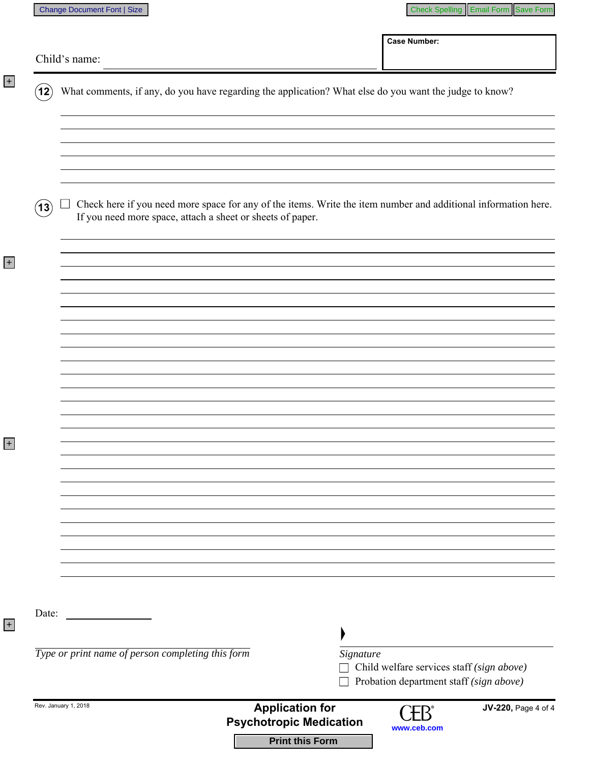Child's name: ______________________________

**Case Number:**

**12** What comments, if any, do you have regarding the application? What else do you want the judge to know?

______________________________________________________________________

______________________________________________________________________

______________________________________________________________________

______________________________________________________________________

______________________________________________________________________

**13** ☐ Check here if you need more space for any of the items. Write the item number and additional information here. If you need more space, attach a sheet or sheets of paper.

______________________________________________________________________

______________________________________________________________________

______________________________________________________________________

______________________________________________________________________

______________________________________________________________________

Date: ______________

______________________________
*Type or print name of person completing this form*

______________________________
*Signature*

☐ Child welfare services staff *(sign above)*

☐ Probation department staff *(sign above)*

Rev. January 1, 2018

**Application for Psychotropic Medication**

**JV-220**